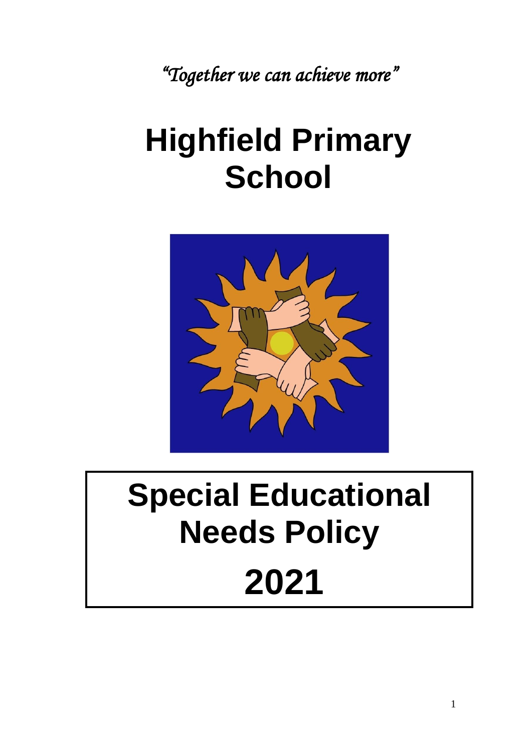*"Together we can achieve more"*

# Highfield Primary School

# Special Educational Needs Policy 2021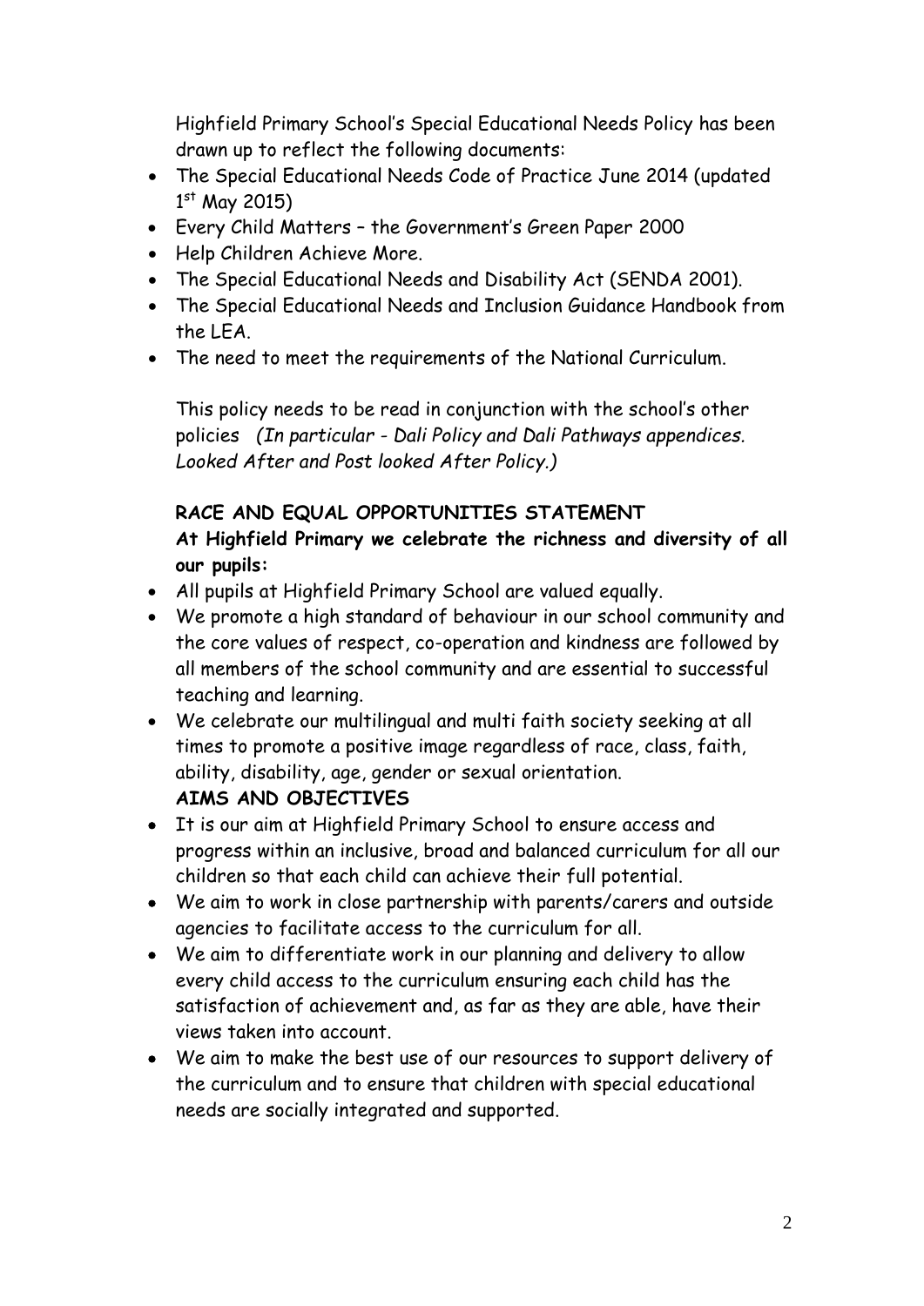Highfield Primary School's Special Educational Needs Policy has been drawn up to reflect the following documents:

- The Special Educational Needs Code of Practice June 2014 (updated 1st May 2015)
- Every Child Matters – the Government's Green Paper 2000
- Help Children Achieve More.
- The Special Educational Needs and Disability Act (SENDA 2001).
- The Special Educational Needs and Inclusion Guidance Handbook from the LEA.
- The need to meet the requirements of the National Curriculum.

This policy needs to be read in conjunction with the school's other policies *(In particular - Dali Policy and Dali Pathways appendices. Looked After and Post looked After Policy.)*

**RACE AND EQUAL OPPORTUNITIES STATEMENT**

**At Highfield Primary we celebrate the richness and diversity of all our pupils:**

- All pupils at Highfield Primary School are valued equally.
- We promote a high standard of behaviour in our school community and the core values of respect, co-operation and kindness are followed by all members of the school community and are essential to successful teaching and learning.
- We celebrate our multilingual and multi faith society seeking at all times to promote a positive image regardless of race, class, faith, ability, disability, age, gender or sexual orientation.

**AIMS AND OBJECTIVES**

- It is our aim at Highfield Primary School to ensure access and progress within an inclusive, broad and balanced curriculum for all our children so that each child can achieve their full potential.
- We aim to work in close partnership with parents/carers and outside agencies to facilitate access to the curriculum for all.
- We aim to differentiate work in our planning and delivery to allow every child access to the curriculum ensuring each child has the satisfaction of achievement and, as far as they are able, have their views taken into account.
- We aim to make the best use of our resources to support delivery of the curriculum and to ensure that children with special educational needs are socially integrated and supported.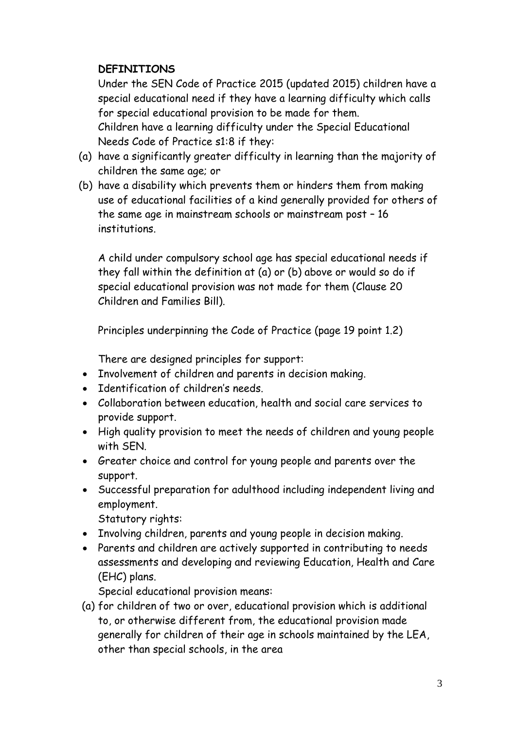**DEFINITIONS**

Under the SEN Code of Practice 2015 (updated 2015) children have a special educational need if they have a learning difficulty which calls for special educational provision to be made for them.
Children have a learning difficulty under the Special Educational Needs Code of Practice s1:8 if they:

(a) have a significantly greater difficulty in learning than the majority of children the same age; or
(b) have a disability which prevents them or hinders them from making use of educational facilities of a kind generally provided for others of the same age in mainstream schools or mainstream post – 16 institutions.

A child under compulsory school age has special educational needs if they fall within the definition at (a) or (b) above or would so do if special educational provision was not made for them (Clause 20 Children and Families Bill).

Principles underpinning the Code of Practice (page 19 point 1.2)

There are designed principles for support:

- Involvement of children and parents in decision making.
- Identification of children's needs.
- Collaboration between education, health and social care services to provide support.
- High quality provision to meet the needs of children and young people with SEN.
- Greater choice and control for young people and parents over the support.
- Successful preparation for adulthood including independent living and employment.

Statutory rights:

- Involving children, parents and young people in decision making.
- Parents and children are actively supported in contributing to needs assessments and developing and reviewing Education, Health and Care (EHC) plans.

Special educational provision means:

(a) for children of two or over, educational provision which is additional to, or otherwise different from, the educational provision made generally for children of their age in schools maintained by the LEA, other than special schools, in the area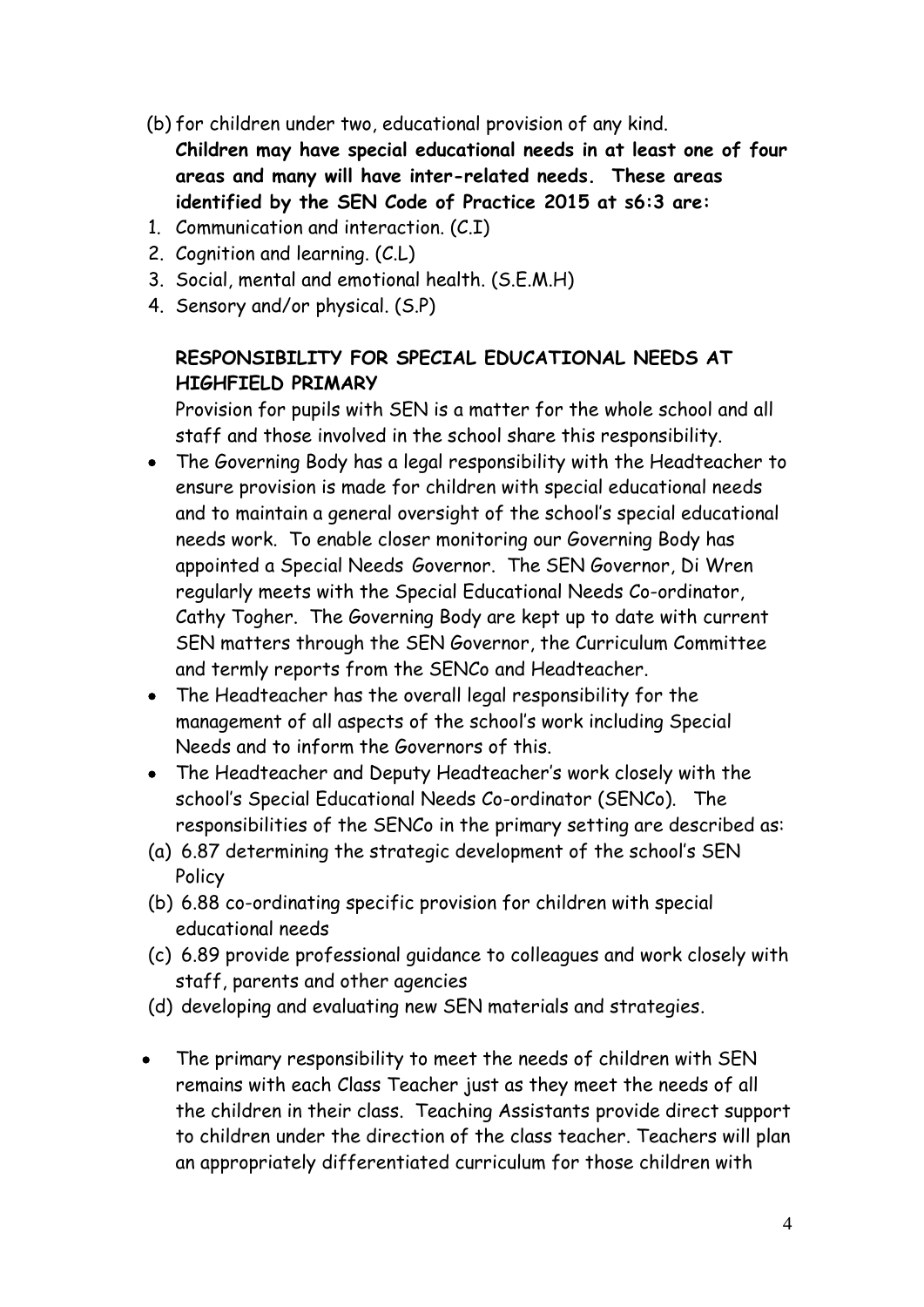(b) for children under two, educational provision of any kind.

**Children may have special educational needs in at least one of four areas and many will have inter-related needs. These areas identified by the SEN Code of Practice 2015 at s6:3 are:**

1. Communication and interaction. (C.I)
2. Cognition and learning. (C.L)
3. Social, mental and emotional health. (S.E.M.H)
4. Sensory and/or physical. (S.P)

**RESPONSIBILITY FOR SPECIAL EDUCATIONAL NEEDS AT HIGHFIELD PRIMARY**

Provision for pupils with SEN is a matter for the whole school and all staff and those involved in the school share this responsibility.

- The Governing Body has a legal responsibility with the Headteacher to ensure provision is made for children with special educational needs and to maintain a general oversight of the school's special educational needs work. To enable closer monitoring our Governing Body has appointed a Special Needs Governor. The SEN Governor, Di Wren regularly meets with the Special Educational Needs Co-ordinator, Cathy Togher. The Governing Body are kept up to date with current SEN matters through the SEN Governor, the Curriculum Committee and termly reports from the SENCo and Headteacher.
- The Headteacher has the overall legal responsibility for the management of all aspects of the school's work including Special Needs and to inform the Governors of this.
- The Headteacher and Deputy Headteacher's work closely with the school's Special Educational Needs Co-ordinator (SENCo). The responsibilities of the SENCo in the primary setting are described as:

(a) 6.87 determining the strategic development of the school's SEN Policy

(b) 6.88 co-ordinating specific provision for children with special educational needs

(c) 6.89 provide professional guidance to colleagues and work closely with staff, parents and other agencies

(d) developing and evaluating new SEN materials and strategies.

- The primary responsibility to meet the needs of children with SEN remains with each Class Teacher just as they meet the needs of all the children in their class. Teaching Assistants provide direct support to children under the direction of the class teacher. Teachers will plan an appropriately differentiated curriculum for those children with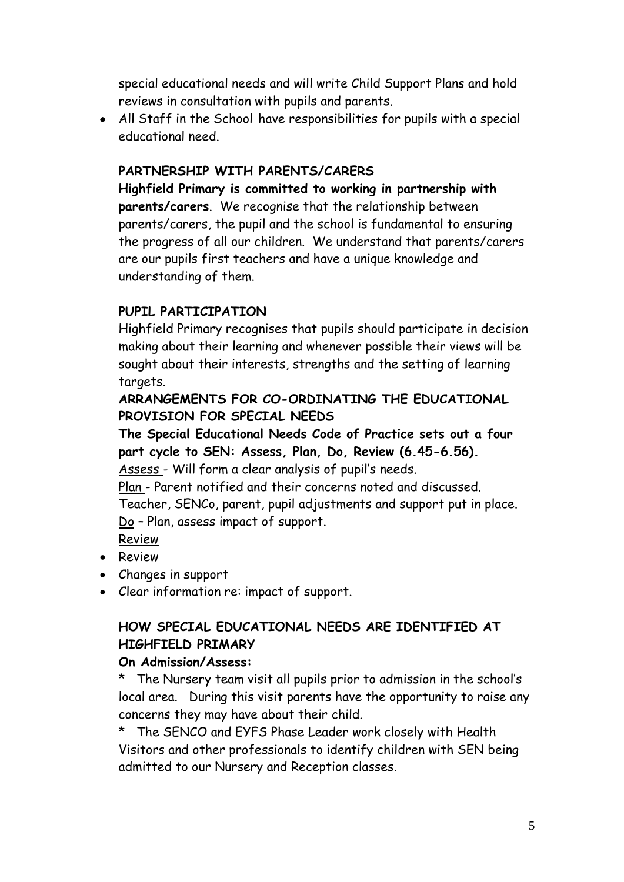special educational needs and will write Child Support Plans and hold reviews in consultation with pupils and parents.

- All Staff in the School have responsibilities for pupils with a special educational need.

**PARTNERSHIP WITH PARENTS/CARERS**

**Highfield Primary is committed to working in partnership with parents/carers**. We recognise that the relationship between parents/carers, the pupil and the school is fundamental to ensuring the progress of all our children. We understand that parents/carers are our pupils first teachers and have a unique knowledge and understanding of them.

**PUPIL PARTICIPATION**

Highfield Primary recognises that pupils should participate in decision making about their learning and whenever possible their views will be sought about their interests, strengths and the setting of learning targets.

**ARRANGEMENTS FOR CO-ORDINATING THE EDUCATIONAL PROVISION FOR SPECIAL NEEDS**

**The Special Educational Needs Code of Practice sets out a four part cycle to SEN: Assess, Plan, Do, Review (6.45-6.56).**

<u>Assess</u> - Will form a clear analysis of pupil's needs.

<u>Plan</u> - Parent notified and their concerns noted and discussed. Teacher, SENCo, parent, pupil adjustments and support put in place.

<u>Do</u> – Plan, assess impact of support.

<u>Review</u>

- Review
- Changes in support
- Clear information re: impact of support.

**HOW SPECIAL EDUCATIONAL NEEDS ARE IDENTIFIED AT HIGHFIELD PRIMARY**

**On Admission/Assess:**

\* The Nursery team visit all pupils prior to admission in the school's local area. During this visit parents have the opportunity to raise any concerns they may have about their child.

\* The SENCO and EYFS Phase Leader work closely with Health Visitors and other professionals to identify children with SEN being admitted to our Nursery and Reception classes.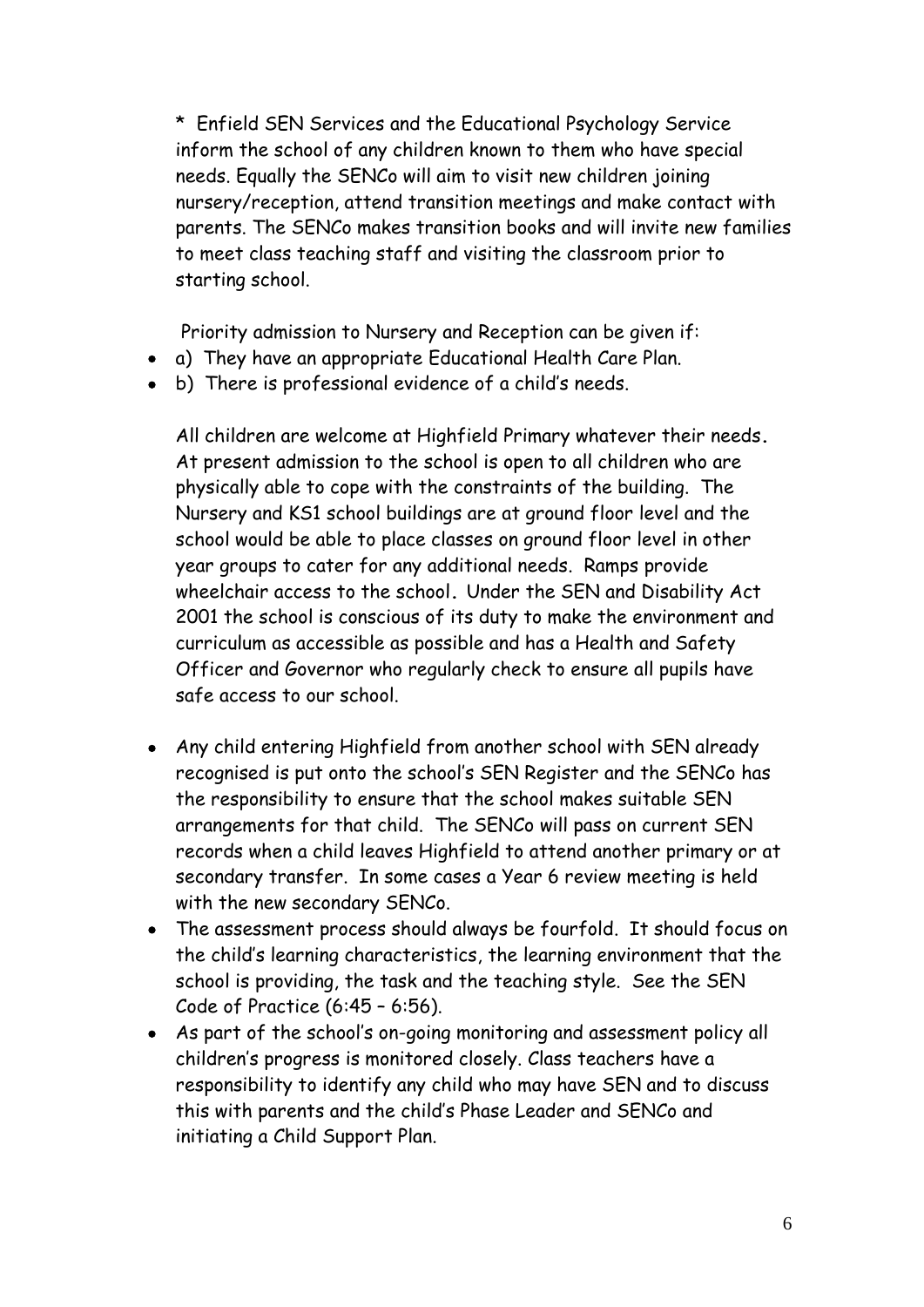\* Enfield SEN Services and the Educational Psychology Service inform the school of any children known to them who have special needs. Equally the SENCo will aim to visit new children joining nursery/reception, attend transition meetings and make contact with parents. The SENCo makes transition books and will invite new families to meet class teaching staff and visiting the classroom prior to starting school.

Priority admission to Nursery and Reception can be given if:

- a) They have an appropriate Educational Health Care Plan.
- b) There is professional evidence of a child's needs.

All children are welcome at Highfield Primary whatever their needs. At present admission to the school is open to all children who are physically able to cope with the constraints of the building. The Nursery and KS1 school buildings are at ground floor level and the school would be able to place classes on ground floor level in other year groups to cater for any additional needs. Ramps provide wheelchair access to the school. Under the SEN and Disability Act 2001 the school is conscious of its duty to make the environment and curriculum as accessible as possible and has a Health and Safety Officer and Governor who regularly check to ensure all pupils have safe access to our school.

- Any child entering Highfield from another school with SEN already recognised is put onto the school's SEN Register and the SENCo has the responsibility to ensure that the school makes suitable SEN arrangements for that child. The SENCo will pass on current SEN records when a child leaves Highfield to attend another primary or at secondary transfer. In some cases a Year 6 review meeting is held with the new secondary SENCo.
- The assessment process should always be fourfold. It should focus on the child's learning characteristics, the learning environment that the school is providing, the task and the teaching style. See the SEN Code of Practice (6:45 – 6:56).
- As part of the school's on-going monitoring and assessment policy all children's progress is monitored closely. Class teachers have a responsibility to identify any child who may have SEN and to discuss this with parents and the child's Phase Leader and SENCo and initiating a Child Support Plan.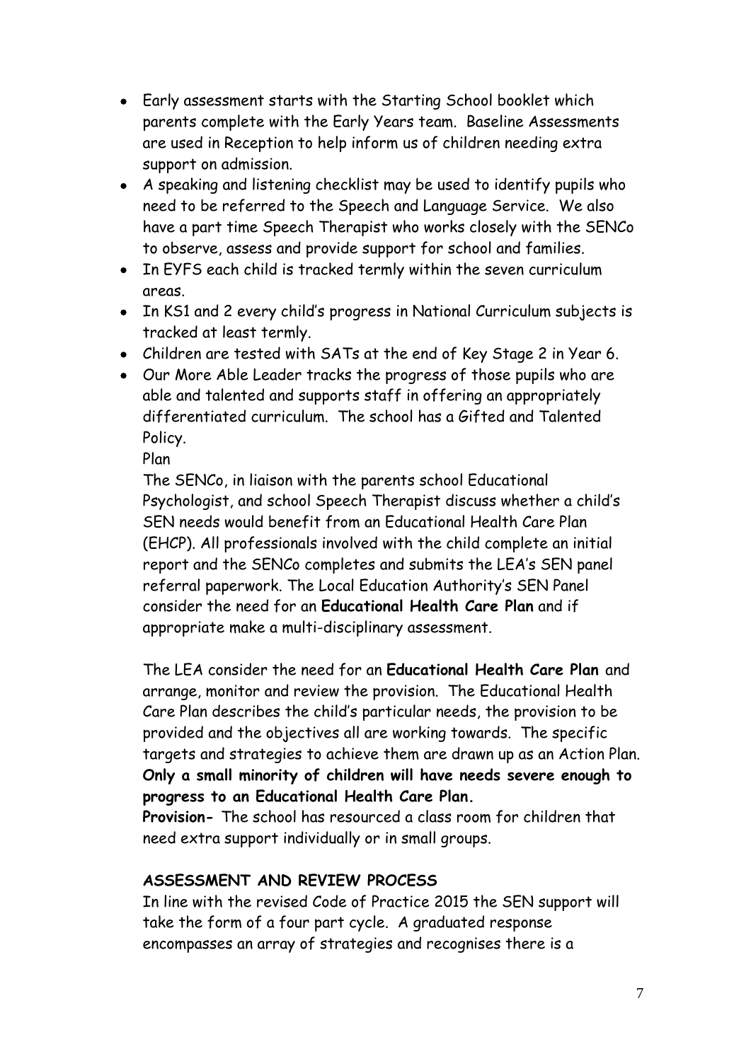- Early assessment starts with the Starting School booklet which parents complete with the Early Years team. Baseline Assessments are used in Reception to help inform us of children needing extra support on admission.
- A speaking and listening checklist may be used to identify pupils who need to be referred to the Speech and Language Service. We also have a part time Speech Therapist who works closely with the SENCo to observe, assess and provide support for school and families.
- In EYFS each child is tracked termly within the seven curriculum areas.
- In KS1 and 2 every child's progress in National Curriculum subjects is tracked at least termly.
- Children are tested with SATs at the end of Key Stage 2 in Year 6.
- Our More Able Leader tracks the progress of those pupils who are able and talented and supports staff in offering an appropriately differentiated curriculum. The school has a Gifted and Talented Policy.

  Plan

  The SENCo, in liaison with the parents school Educational Psychologist, and school Speech Therapist discuss whether a child's SEN needs would benefit from an Educational Health Care Plan (EHCP). All professionals involved with the child complete an initial report and the SENCo completes and submits the LEA's SEN panel referral paperwork. The Local Education Authority's SEN Panel consider the need for an **Educational Health Care Plan** and if appropriate make a multi-disciplinary assessment.

  The LEA consider the need for an **Educational Health Care Plan** and arrange, monitor and review the provision. The Educational Health Care Plan describes the child's particular needs, the provision to be provided and the objectives all are working towards. The specific targets and strategies to achieve them are drawn up as an Action Plan. **Only a small minority of children will have needs severe enough to progress to an Educational Health Care Plan.**

  **Provision-** The school has resourced a class room for children that need extra support individually or in small groups.

**ASSESSMENT AND REVIEW PROCESS**

In line with the revised Code of Practice 2015 the SEN support will take the form of a four part cycle. A graduated response encompasses an array of strategies and recognises there is a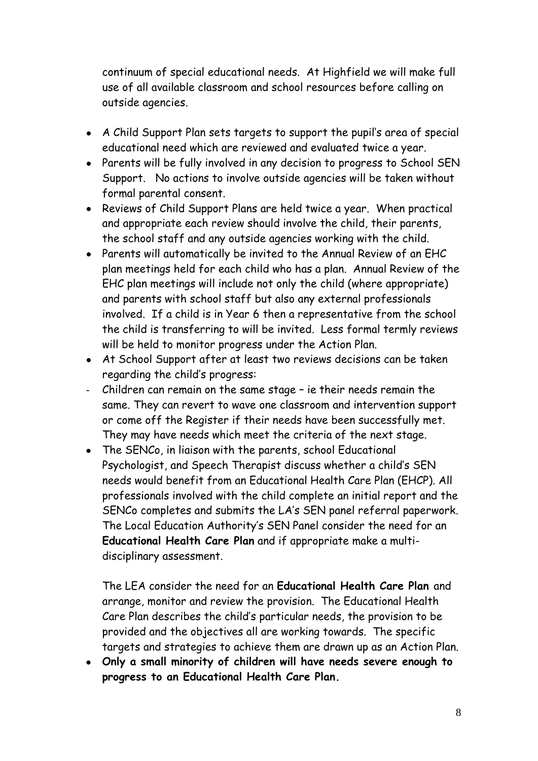continuum of special educational needs. At Highfield we will make full use of all available classroom and school resources before calling on outside agencies.

- A Child Support Plan sets targets to support the pupil's area of special educational need which are reviewed and evaluated twice a year.
- Parents will be fully involved in any decision to progress to School SEN Support. No actions to involve outside agencies will be taken without formal parental consent.
- Reviews of Child Support Plans are held twice a year. When practical and appropriate each review should involve the child, their parents, the school staff and any outside agencies working with the child.
- Parents will automatically be invited to the Annual Review of an EHC plan meetings held for each child who has a plan. Annual Review of the EHC plan meetings will include not only the child (where appropriate) and parents with school staff but also any external professionals involved. If a child is in Year 6 then a representative from the school the child is transferring to will be invited. Less formal termly reviews will be held to monitor progress under the Action Plan.
- At School Support after at least two reviews decisions can be taken regarding the child's progress:

- Children can remain on the same stage – ie their needs remain the same. They can revert to wave one classroom and intervention support or come off the Register if their needs have been successfully met. They may have needs which meet the criteria of the next stage.

- The SENCo, in liaison with the parents, school Educational Psychologist, and Speech Therapist discuss whether a child's SEN needs would benefit from an Educational Health Care Plan (EHCP). All professionals involved with the child complete an initial report and the SENCo completes and submits the LA's SEN panel referral paperwork. The Local Education Authority's SEN Panel consider the need for an **Educational Health Care Plan** and if appropriate make a multi-disciplinary assessment.

  The LEA consider the need for an **Educational Health Care Plan** and arrange, monitor and review the provision. The Educational Health Care Plan describes the child's particular needs, the provision to be provided and the objectives all are working towards. The specific targets and strategies to achieve them are drawn up as an Action Plan.
- **Only a small minority of children will have needs severe enough to progress to an Educational Health Care Plan.**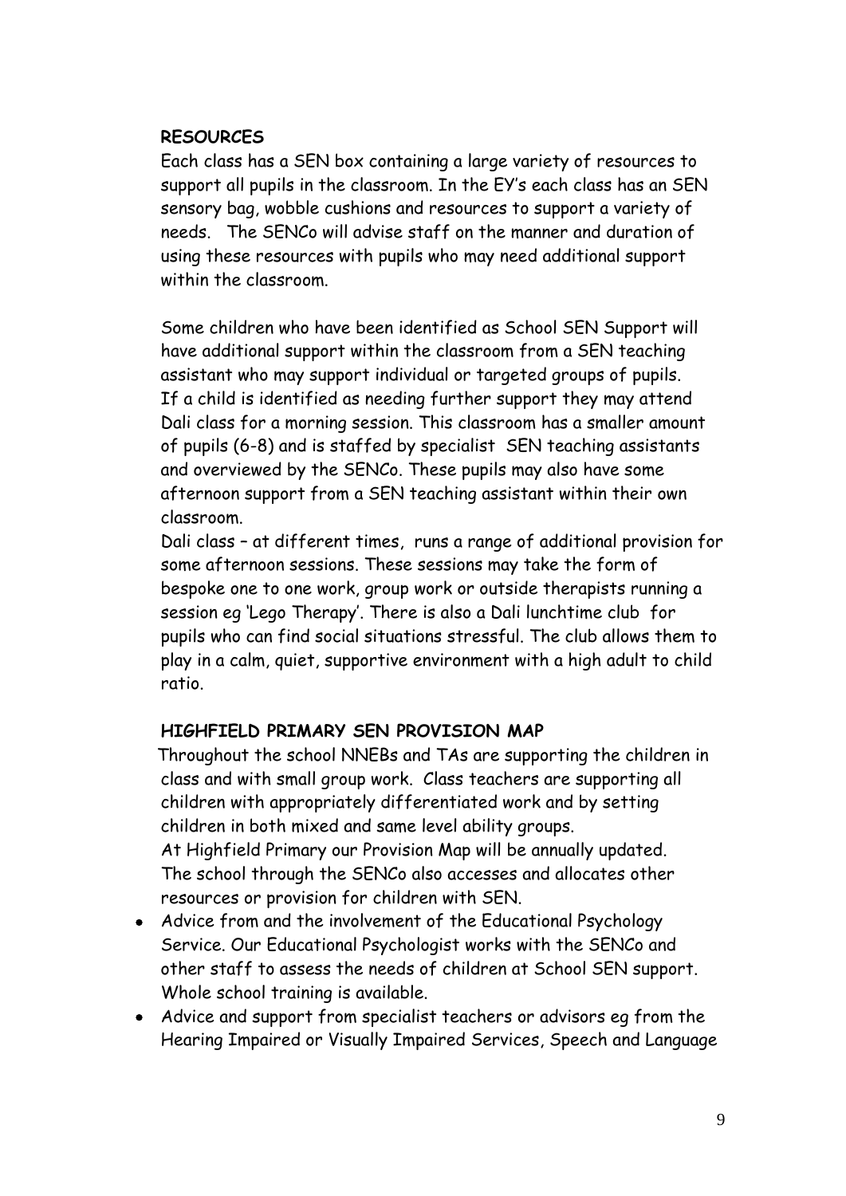**RESOURCES**

Each class has a SEN box containing a large variety of resources to support all pupils in the classroom. In the EY's each class has an SEN sensory bag, wobble cushions and resources to support a variety of needs. The SENCo will advise staff on the manner and duration of using these resources with pupils who may need additional support within the classroom.

Some children who have been identified as School SEN Support will have additional support within the classroom from a SEN teaching assistant who may support individual or targeted groups of pupils. If a child is identified as needing further support they may attend Dali class for a morning session. This classroom has a smaller amount of pupils (6-8) and is staffed by specialist SEN teaching assistants and overviewed by the SENCo. These pupils may also have some afternoon support from a SEN teaching assistant within their own classroom.

Dali class – at different times, runs a range of additional provision for some afternoon sessions. These sessions may take the form of bespoke one to one work, group work or outside therapists running a session eg 'Lego Therapy'. There is also a Dali lunchtime club for pupils who can find social situations stressful. The club allows them to play in a calm, quiet, supportive environment with a high adult to child ratio.

**HIGHFIELD PRIMARY SEN PROVISION MAP**

Throughout the school NNEBs and TAs are supporting the children in class and with small group work. Class teachers are supporting all children with appropriately differentiated work and by setting children in both mixed and same level ability groups.

At Highfield Primary our Provision Map will be annually updated.

The school through the SENCo also accesses and allocates other resources or provision for children with SEN.

- Advice from and the involvement of the Educational Psychology Service. Our Educational Psychologist works with the SENCo and other staff to assess the needs of children at School SEN support. Whole school training is available.
- Advice and support from specialist teachers or advisors eg from the Hearing Impaired or Visually Impaired Services, Speech and Language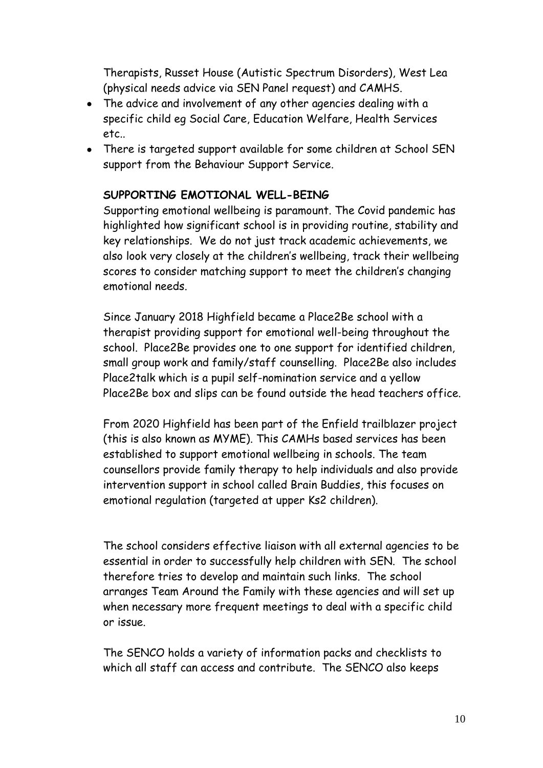Therapists, Russet House (Autistic Spectrum Disorders), West Lea (physical needs advice via SEN Panel request) and CAMHS.

- The advice and involvement of any other agencies dealing with a specific child eg Social Care, Education Welfare, Health Services etc..
- There is targeted support available for some children at School SEN support from the Behaviour Support Service.

**SUPPORTING EMOTIONAL WELL-BEING**

Supporting emotional wellbeing is paramount. The Covid pandemic has highlighted how significant school is in providing routine, stability and key relationships. We do not just track academic achievements, we also look very closely at the children's wellbeing, track their wellbeing scores to consider matching support to meet the children's changing emotional needs.

Since January 2018 Highfield became a Place2Be school with a therapist providing support for emotional well-being throughout the school. Place2Be provides one to one support for identified children, small group work and family/staff counselling. Place2Be also includes Place2talk which is a pupil self-nomination service and a yellow Place2Be box and slips can be found outside the head teachers office.

From 2020 Highfield has been part of the Enfield trailblazer project (this is also known as MYME). This CAMHs based services has been established to support emotional wellbeing in schools. The team counsellors provide family therapy to help individuals and also provide intervention support in school called Brain Buddies, this focuses on emotional regulation (targeted at upper Ks2 children).

The school considers effective liaison with all external agencies to be essential in order to successfully help children with SEN. The school therefore tries to develop and maintain such links. The school arranges Team Around the Family with these agencies and will set up when necessary more frequent meetings to deal with a specific child or issue.

The SENCO holds a variety of information packs and checklists to which all staff can access and contribute. The SENCO also keeps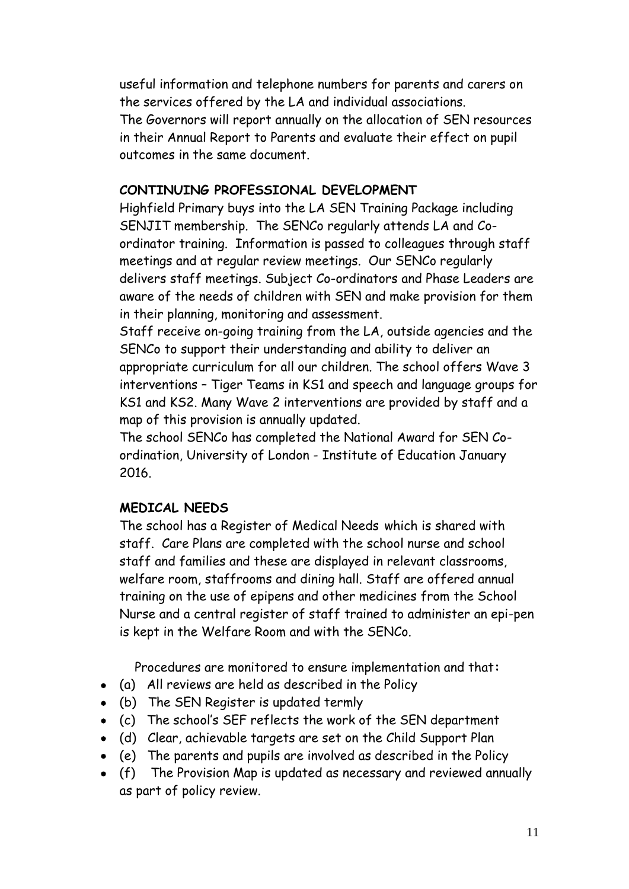useful information and telephone numbers for parents and carers on the services offered by the LA and individual associations.
The Governors will report annually on the allocation of SEN resources in their Annual Report to Parents and evaluate their effect on pupil outcomes in the same document.

**CONTINUING PROFESSIONAL DEVELOPMENT**

Highfield Primary buys into the LA SEN Training Package including SENJIT membership. The SENCo regularly attends LA and Co-ordinator training. Information is passed to colleagues through staff meetings and at regular review meetings. Our SENCo regularly delivers staff meetings. Subject Co-ordinators and Phase Leaders are aware of the needs of children with SEN and make provision for them in their planning, monitoring and assessment.
Staff receive on-going training from the LA, outside agencies and the SENCo to support their understanding and ability to deliver an appropriate curriculum for all our children. The school offers Wave 3 interventions – Tiger Teams in KS1 and speech and language groups for KS1 and KS2. Many Wave 2 interventions are provided by staff and a map of this provision is annually updated.
The school SENCo has completed the National Award for SEN Co-ordination, University of London - Institute of Education January 2016.

**MEDICAL NEEDS**

The school has a Register of Medical Needs which is shared with staff. Care Plans are completed with the school nurse and school staff and families and these are displayed in relevant classrooms, welfare room, staffrooms and dining hall. Staff are offered annual training on the use of epipens and other medicines from the School Nurse and a central register of staff trained to administer an epi-pen is kept in the Welfare Room and with the SENCo.

Procedures are monitored to ensure implementation and that:

- (a) All reviews are held as described in the Policy
- (b) The SEN Register is updated termly
- (c) The school's SEF reflects the work of the SEN department
- (d) Clear, achievable targets are set on the Child Support Plan
- (e) The parents and pupils are involved as described in the Policy
- (f) The Provision Map is updated as necessary and reviewed annually as part of policy review.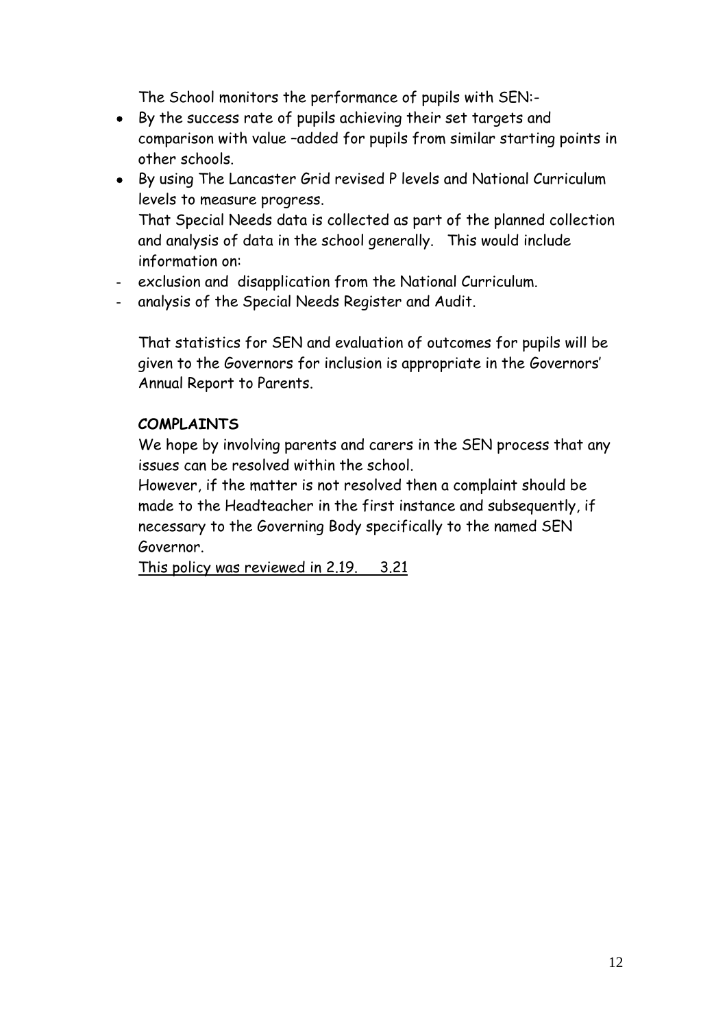The School monitors the performance of pupils with SEN:-

- By the success rate of pupils achieving their set targets and comparison with value –added for pupils from similar starting points in other schools.
- By using The Lancaster Grid revised P levels and National Curriculum levels to measure progress.
  That Special Needs data is collected as part of the planned collection and analysis of data in the school generally. This would include information on:

- exclusion and disapplication from the National Curriculum.
- analysis of the Special Needs Register and Audit.

That statistics for SEN and evaluation of outcomes for pupils will be given to the Governors for inclusion is appropriate in the Governors' Annual Report to Parents.

**COMPLAINTS**

We hope by involving parents and carers in the SEN process that any issues can be resolved within the school.

However, if the matter is not resolved then a complaint should be made to the Headteacher in the first instance and subsequently, if necessary to the Governing Body specifically to the named SEN Governor.

This policy was reviewed in 2.19. 3.21